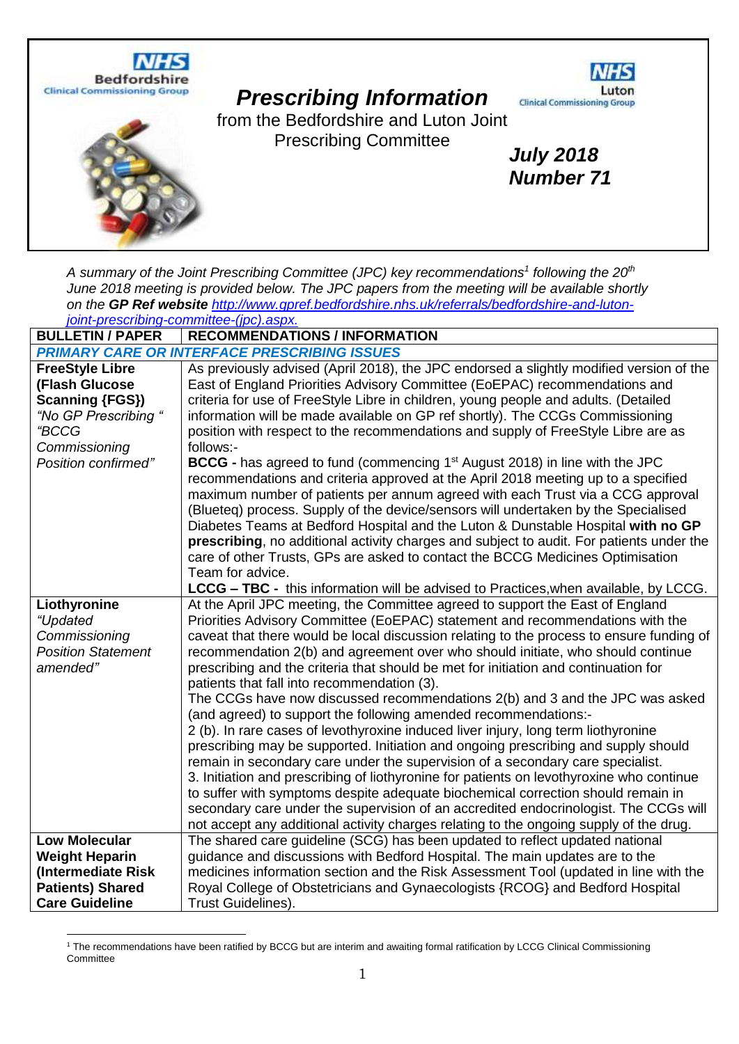# *Prescribing Information*

from the Bedfordshire and Luton Joint Prescribing Committee

***July 2018***
***Number 71***

*A summary of the Joint Prescribing Committee (JPC) key recommendations[1] following the 20th June 2018 meeting is provided below. The JPC papers from the meeting will be available shortly on the **GP Ref website** http://www.gpref.bedfordshire.nhs.uk/referrals/bedfordshire-and-luton-joint-prescribing-committee-(jpc).aspx.*

| **BULLETIN / PAPER** | **RECOMMENDATIONS / INFORMATION** |
|---|---|
| ***PRIMARY CARE OR INTERFACE PRESCRIBING ISSUES*** | |
| **FreeStyle Libre (Flash Glucose Scanning {FGS})** *"No GP Prescribing " "BCCG Commissioning Position confirmed"* | As previously advised (April 2018), the JPC endorsed a slightly modified version of the East of England Priorities Advisory Committee (EoEPAC) recommendations and criteria for use of FreeStyle Libre in children, young people and adults. (Detailed information will be made available on GP ref shortly). The CCGs Commissioning position with respect to the recommendations and supply of FreeStyle Libre are as follows:- **BCCG -** has agreed to fund (commencing 1st August 2018) in line with the JPC recommendations and criteria approved at the April 2018 meeting up to a specified maximum number of patients per annum agreed with each Trust via a CCG approval (Blueteq) process. Supply of the device/sensors will undertaken by the Specialised Diabetes Teams at Bedford Hospital and the Luton & Dunstable Hospital **with no GP prescribing**, no additional activity charges and subject to audit. For patients under the care of other Trusts, GPs are asked to contact the BCCG Medicines Optimisation Team for advice. **LCCG – TBC -** this information will be advised to Practices,when available, by LCCG. |
| **Liothyronine** *"Updated Commissioning Position Statement amended"* | At the April JPC meeting, the Committee agreed to support the East of England Priorities Advisory Committee (EoEPAC) statement and recommendations with the caveat that there would be local discussion relating to the process to ensure funding of recommendation 2(b) and agreement over who should initiate, who should continue prescribing and the criteria that should be met for initiation and continuation for patients that fall into recommendation (3). The CCGs have now discussed recommendations 2(b) and 3 and the JPC was asked (and agreed) to support the following amended recommendations:- 2 (b). In rare cases of levothyroxine induced liver injury, long term liothyronine prescribing may be supported. Initiation and ongoing prescribing and supply should remain in secondary care under the supervision of a secondary care specialist. 3. Initiation and prescribing of liothyronine for patients on levothyroxine who continue to suffer with symptoms despite adequate biochemical correction should remain in secondary care under the supervision of an accredited endocrinologist. The CCGs will not accept any additional activity charges relating to the ongoing supply of the drug. |
| **Low Molecular Weight Heparin (Intermediate Risk Patients) Shared Care Guideline** | The shared care guideline (SCG) has been updated to reflect updated national guidance and discussions with Bedford Hospital. The main updates are to the medicines information section and the Risk Assessment Tool (updated in line with the Royal College of Obstetricians and Gynaecologists {RCOG} and Bedford Hospital Trust Guidelines). |

[1] The recommendations have been ratified by BCCG but are interim and awaiting formal ratification by LCCG Clinical Commissioning Committee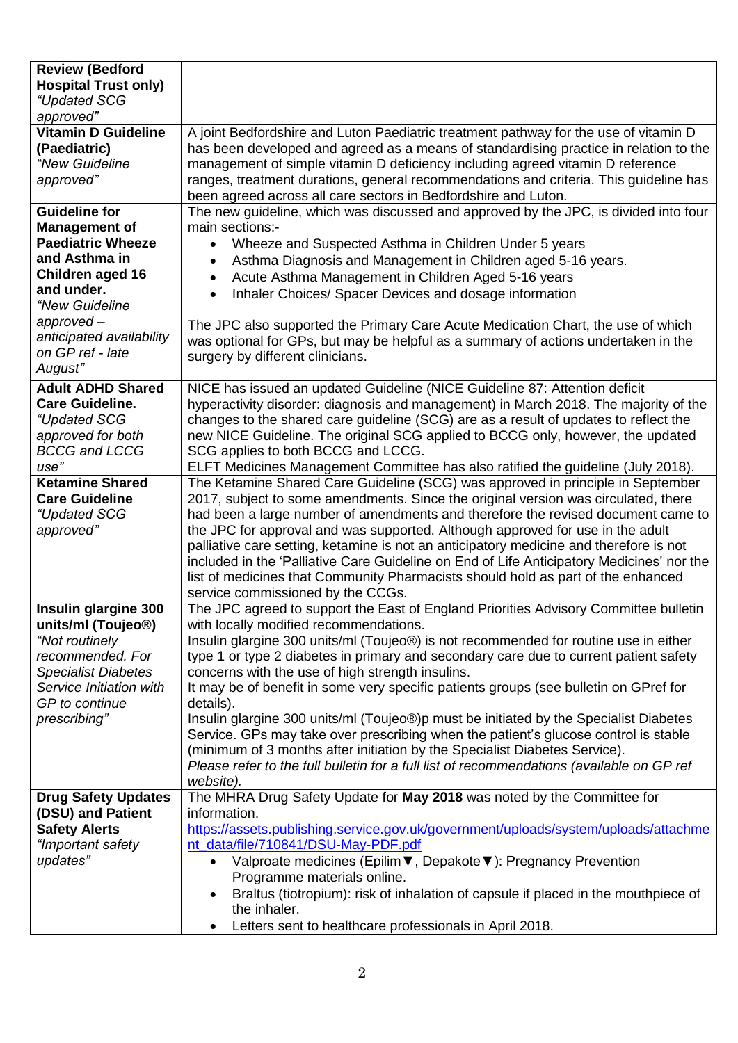| | |
|---|---|
| **Review (Bedford Hospital Trust only)** *"Updated SCG approved"* | |
| **Vitamin D Guideline (Paediatric)** *"New Guideline approved"* | A joint Bedfordshire and Luton Paediatric treatment pathway for the use of vitamin D has been developed and agreed as a means of standardising practice in relation to the management of simple vitamin D deficiency including agreed vitamin D reference ranges, treatment durations, general recommendations and criteria. This guideline has been agreed across all care sectors in Bedfordshire and Luton. |
| **Guideline for Management of Paediatric Wheeze and Asthma in Children aged 16 and under.** *"New Guideline approved – anticipated availability on GP ref - late August"* | The new guideline, which was discussed and approved by the JPC, is divided into four main sections:-<br>• Wheeze and Suspected Asthma in Children Under 5 years<br>• Asthma Diagnosis and Management in Children aged 5-16 years.<br>• Acute Asthma Management in Children Aged 5-16 years<br>• Inhaler Choices/ Spacer Devices and dosage information<br><br>The JPC also supported the Primary Care Acute Medication Chart, the use of which was optional for GPs, but may be helpful as a summary of actions undertaken in the surgery by different clinicians. |
| **Adult ADHD Shared Care Guideline.** *"Updated SCG approved for both BCCG and LCCG use"* | NICE has issued an updated Guideline (NICE Guideline 87: Attention deficit hyperactivity disorder: diagnosis and management) in March 2018. The majority of the changes to the shared care guideline (SCG) are as a result of updates to reflect the new NICE Guideline. The original SCG applied to BCCG only, however, the updated SCG applies to both BCCG and LCCG.<br>ELFT Medicines Management Committee has also ratified the guideline (July 2018). |
| **Ketamine Shared Care Guideline** *"Updated SCG approved"* | The Ketamine Shared Care Guideline (SCG) was approved in principle in September 2017, subject to some amendments. Since the original version was circulated, there had been a large number of amendments and therefore the revised document came to the JPC for approval and was supported. Although approved for use in the adult palliative care setting, ketamine is not an anticipatory medicine and therefore is not included in the 'Palliative Care Guideline on End of Life Anticipatory Medicines' nor the list of medicines that Community Pharmacists should hold as part of the enhanced service commissioned by the CCGs. |
| **Insulin glargine 300 units/ml (Toujeo®)** *"Not routinely recommended. For Specialist Diabetes Service Initiation with GP to continue prescribing"* | The JPC agreed to support the East of England Priorities Advisory Committee bulletin with locally modified recommendations.<br>Insulin glargine 300 units/ml (Toujeo®) is not recommended for routine use in either type 1 or type 2 diabetes in primary and secondary care due to current patient safety concerns with the use of high strength insulins.<br>It may be of benefit in some very specific patients groups (see bulletin on GPref for details).<br>Insulin glargine 300 units/ml (Toujeo®)p must be initiated by the Specialist Diabetes Service. GPs may take over prescribing when the patient's glucose control is stable (minimum of 3 months after initiation by the Specialist Diabetes Service).<br>*Please refer to the full bulletin for a full list of recommendations (available on GP ref website).* |
| **Drug Safety Updates (DSU) and Patient Safety Alerts** *"Important safety updates"* | The MHRA Drug Safety Update for **May 2018** was noted by the Committee for information.<br>https://assets.publishing.service.gov.uk/government/uploads/system/uploads/attachment_data/file/710841/DSU-May-PDF.pdf<br>• Valproate medicines (Epilim▼, Depakote▼): Pregnancy Prevention Programme materials online.<br>• Braltus (tiotropium): risk of inhalation of capsule if placed in the mouthpiece of the inhaler.<br>• Letters sent to healthcare professionals in April 2018. |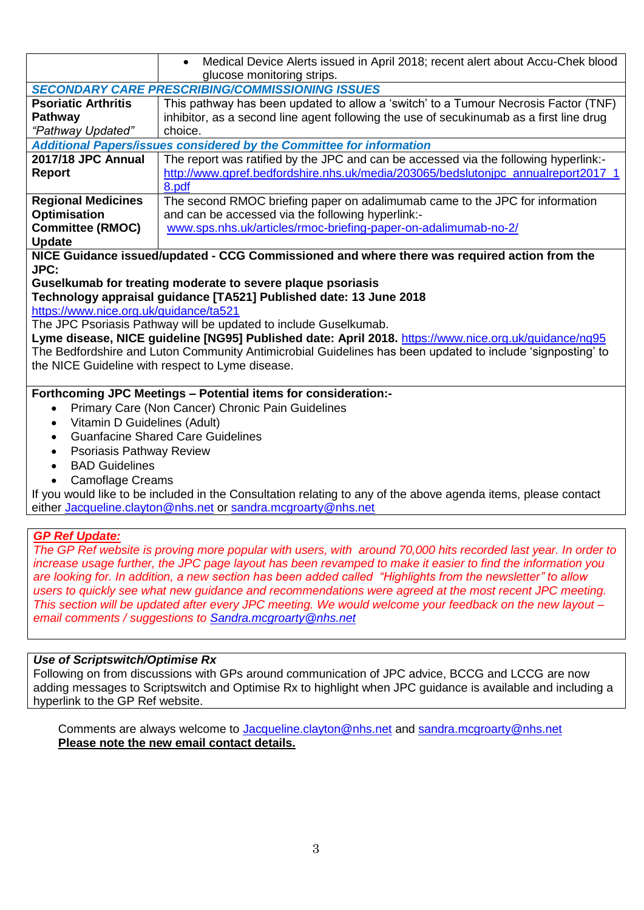| | |
|---|---|
| | • Medical Device Alerts issued in April 2018; recent alert about Accu-Chek blood glucose monitoring strips. |
| ***SECONDARY CARE PRESCRIBING/COMMISSIONING ISSUES*** | |
| **Psoriatic Arthritis Pathway** *"Pathway Updated"* | This pathway has been updated to allow a 'switch' to a Tumour Necrosis Factor (TNF) inhibitor, as a second line agent following the use of secukinumab as a first line drug choice. |
| ***Additional Papers/issues considered by the Committee for information*** | |
| **2017/18 JPC Annual Report** | The report was ratified by the JPC and can be accessed via the following hyperlink:- http://www.gpref.bedfordshire.nhs.uk/media/203065/bedslutonjpc_annualreport2017_18.pdf |
| **Regional Medicines Optimisation Committee (RMOC) Update** | The second RMOC briefing paper on adalimumab came to the JPC for information and can be accessed via the following hyperlink:- www.sps.nhs.uk/articles/rmoc-briefing-paper-on-adalimumab-no-2/ |

**NICE Guidance issued/updated - CCG Commissioned and where there was required action from the JPC:**

**Guselkumab for treating moderate to severe plaque psoriasis**
**Technology appraisal guidance [TA521] Published date: 13 June 2018**
https://www.nice.org.uk/guidance/ta521
The JPC Psoriasis Pathway will be updated to include Guselkumab.

**Lyme disease, NICE guideline [NG95] Published date: April 2018.** https://www.nice.org.uk/guidance/ng95
The Bedfordshire and Luton Community Antimicrobial Guidelines has been updated to include 'signposting' to the NICE Guideline with respect to Lyme disease.

**Forthcoming JPC Meetings – Potential items for consideration:-**

- Primary Care (Non Cancer) Chronic Pain Guidelines
- Vitamin D Guidelines (Adult)
- Guanfacine Shared Care Guidelines
- Psoriasis Pathway Review
- BAD Guidelines
- Camoflage Creams

If you would like to be included in the Consultation relating to any of the above agenda items, please contact either Jacqueline.clayton@nhs.net or sandra.mcgroarty@nhs.net

***GP Ref Update:***

*The GP Ref website is proving more popular with users, with around 70,000 hits recorded last year. In order to increase usage further, the JPC page layout has been revamped to make it easier to find the information you are looking for. In addition, a new section has been added called "Highlights from the newsletter" to allow users to quickly see what new guidance and recommendations were agreed at the most recent JPC meeting. This section will be updated after every JPC meeting. We would welcome your feedback on the new layout – email comments / suggestions to Sandra.mcgroarty@nhs.net*

***Use of Scriptswitch/Optimise Rx***

Following on from discussions with GPs around communication of JPC advice, BCCG and LCCG are now adding messages to Scriptswitch and Optimise Rx to highlight when JPC guidance is available and including a hyperlink to the GP Ref website.

Comments are always welcome to Jacqueline.clayton@nhs.net and sandra.mcgroarty@nhs.net
**Please note the new email contact details.**